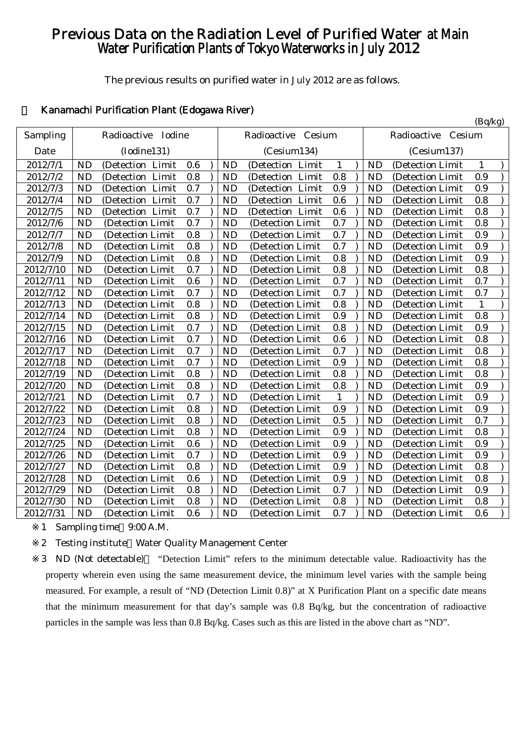# Previous Data on the Radiation Level of Purified Water at Main Water Purification Plants of Tokyo Waterworks in July 2012

The previous results on purified water in July 2012 are as follows.

## ・ Kanamachi Purification Plant (Edogawa River)

(Bq/kg)

| Sampling Date | Radioactive Iodine (Iodine131) | Radioactive Cesium (Cesium134) | Radioactive Cesium (Cesium137) |
|---|---|---|---|
| 2012/7/1 | ND (Detection Limit 0.6 ) | ND (Detection Limit 1 ) | ND (Detection Limit 1 ) |
| 2012/7/2 | ND (Detection Limit 0.8 ) | ND (Detection Limit 0.8 ) | ND (Detection Limit 0.9 ) |
| 2012/7/3 | ND (Detection Limit 0.7 ) | ND (Detection Limit 0.9 ) | ND (Detection Limit 0.9 ) |
| 2012/7/4 | ND (Detection Limit 0.7 ) | ND (Detection Limit 0.6 ) | ND (Detection Limit 0.8 ) |
| 2012/7/5 | ND (Detection Limit 0.7 ) | ND (Detection Limit 0.6 ) | ND (Detection Limit 0.8 ) |
| 2012/7/6 | ND (Detection Limit 0.7 ) | ND (Detection Limit 0.7 ) | ND (Detection Limit 0.8 ) |
| 2012/7/7 | ND (Detection Limit 0.8 ) | ND (Detection Limit 0.7 ) | ND (Detection Limit 0.9 ) |
| 2012/7/8 | ND (Detection Limit 0.8 ) | ND (Detection Limit 0.7 ) | ND (Detection Limit 0.9 ) |
| 2012/7/9 | ND (Detection Limit 0.8 ) | ND (Detection Limit 0.8 ) | ND (Detection Limit 0.9 ) |
| 2012/7/10 | ND (Detection Limit 0.7 ) | ND (Detection Limit 0.8 ) | ND (Detection Limit 0.8 ) |
| 2012/7/11 | ND (Detection Limit 0.6 ) | ND (Detection Limit 0.7 ) | ND (Detection Limit 0.7 ) |
| 2012/7/12 | ND (Detection Limit 0.7 ) | ND (Detection Limit 0.7 ) | ND (Detection Limit 0.7 ) |
| 2012/7/13 | ND (Detection Limit 0.8 ) | ND (Detection Limit 0.8 ) | ND (Detection Limit 1 ) |
| 2012/7/14 | ND (Detection Limit 0.8 ) | ND (Detection Limit 0.9 ) | ND (Detection Limit 0.8 ) |
| 2012/7/15 | ND (Detection Limit 0.7 ) | ND (Detection Limit 0.8 ) | ND (Detection Limit 0.9 ) |
| 2012/7/16 | ND (Detection Limit 0.7 ) | ND (Detection Limit 0.6 ) | ND (Detection Limit 0.8 ) |
| 2012/7/17 | ND (Detection Limit 0.7 ) | ND (Detection Limit 0.7 ) | ND (Detection Limit 0.8 ) |
| 2012/7/18 | ND (Detection Limit 0.7 ) | ND (Detection Limit 0.9 ) | ND (Detection Limit 0.8 ) |
| 2012/7/19 | ND (Detection Limit 0.8 ) | ND (Detection Limit 0.8 ) | ND (Detection Limit 0.8 ) |
| 2012/7/20 | ND (Detection Limit 0.8 ) | ND (Detection Limit 0.8 ) | ND (Detection Limit 0.9 ) |
| 2012/7/21 | ND (Detection Limit 0.7 ) | ND (Detection Limit 1 ) | ND (Detection Limit 0.9 ) |
| 2012/7/22 | ND (Detection Limit 0.8 ) | ND (Detection Limit 0.9 ) | ND (Detection Limit 0.9 ) |
| 2012/7/23 | ND (Detection Limit 0.8 ) | ND (Detection Limit 0.5 ) | ND (Detection Limit 0.7 ) |
| 2012/7/24 | ND (Detection Limit 0.8 ) | ND (Detection Limit 0.9 ) | ND (Detection Limit 0.8 ) |
| 2012/7/25 | ND (Detection Limit 0.6 ) | ND (Detection Limit 0.9 ) | ND (Detection Limit 0.9 ) |
| 2012/7/26 | ND (Detection Limit 0.7 ) | ND (Detection Limit 0.9 ) | ND (Detection Limit 0.9 ) |
| 2012/7/27 | ND (Detection Limit 0.8 ) | ND (Detection Limit 0.9 ) | ND (Detection Limit 0.8 ) |
| 2012/7/28 | ND (Detection Limit 0.6 ) | ND (Detection Limit 0.9 ) | ND (Detection Limit 0.8 ) |
| 2012/7/29 | ND (Detection Limit 0.8 ) | ND (Detection Limit 0.7 ) | ND (Detection Limit 0.9 ) |
| 2012/7/30 | ND (Detection Limit 0.8 ) | ND (Detection Limit 0.8 ) | ND (Detection Limit 0.8 ) |
| 2012/7/31 | ND (Detection Limit 0.6 ) | ND (Detection Limit 0.7 ) | ND (Detection Limit 0.6 ) |

※1 Sampling time：9:00 A.M.

※2 Testing institute：Water Quality Management Center

※3 ND (Not detectable)： "Detection Limit" refers to the minimum detectable value. Radioactivity has the property wherein even using the same measurement device, the minimum level varies with the sample being measured. For example, a result of "ND (Detection Limit 0.8)" at X Purification Plant on a specific date means that the minimum measurement for that day's sample was 0.8 Bq/kg, but the concentration of radioactive particles in the sample was less than 0.8 Bq/kg. Cases such as this are listed in the above chart as "ND".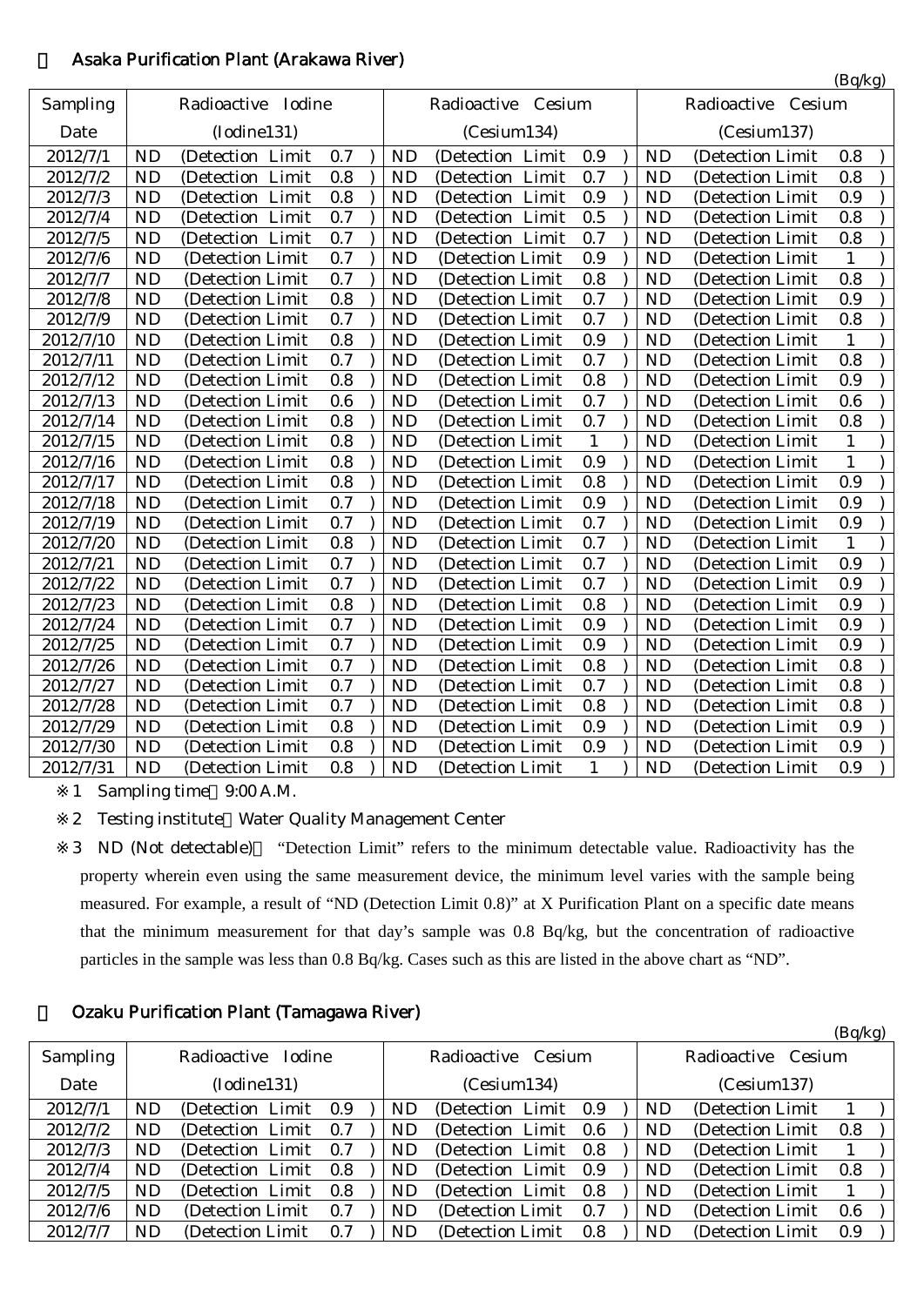## ・ Asaka Purification Plant (Arakawa River)

(Bq/kg)

| Sampling Date | Radioactive Iodine (Iodine131) | Radioactive Cesium (Cesium134) | Radioactive Cesium (Cesium137) |
|---|---|---|---|
| 2012/7/1 | ND (Detection Limit 0.7 ) | ND (Detection Limit 0.9 ) | ND (Detection Limit 0.8 ) |
| 2012/7/2 | ND (Detection Limit 0.8 ) | ND (Detection Limit 0.7 ) | ND (Detection Limit 0.8 ) |
| 2012/7/3 | ND (Detection Limit 0.8 ) | ND (Detection Limit 0.9 ) | ND (Detection Limit 0.9 ) |
| 2012/7/4 | ND (Detection Limit 0.7 ) | ND (Detection Limit 0.5 ) | ND (Detection Limit 0.8 ) |
| 2012/7/5 | ND (Detection Limit 0.7 ) | ND (Detection Limit 0.7 ) | ND (Detection Limit 0.8 ) |
| 2012/7/6 | ND (Detection Limit 0.7 ) | ND (Detection Limit 0.9 ) | ND (Detection Limit 1 ) |
| 2012/7/7 | ND (Detection Limit 0.7 ) | ND (Detection Limit 0.8 ) | ND (Detection Limit 0.8 ) |
| 2012/7/8 | ND (Detection Limit 0.8 ) | ND (Detection Limit 0.7 ) | ND (Detection Limit 0.9 ) |
| 2012/7/9 | ND (Detection Limit 0.7 ) | ND (Detection Limit 0.7 ) | ND (Detection Limit 0.8 ) |
| 2012/7/10 | ND (Detection Limit 0.8 ) | ND (Detection Limit 0.9 ) | ND (Detection Limit 1 ) |
| 2012/7/11 | ND (Detection Limit 0.7 ) | ND (Detection Limit 0.7 ) | ND (Detection Limit 0.8 ) |
| 2012/7/12 | ND (Detection Limit 0.8 ) | ND (Detection Limit 0.8 ) | ND (Detection Limit 0.9 ) |
| 2012/7/13 | ND (Detection Limit 0.6 ) | ND (Detection Limit 0.7 ) | ND (Detection Limit 0.6 ) |
| 2012/7/14 | ND (Detection Limit 0.8 ) | ND (Detection Limit 0.7 ) | ND (Detection Limit 0.8 ) |
| 2012/7/15 | ND (Detection Limit 0.8 ) | ND (Detection Limit 1 ) | ND (Detection Limit 1 ) |
| 2012/7/16 | ND (Detection Limit 0.8 ) | ND (Detection Limit 0.9 ) | ND (Detection Limit 1 ) |
| 2012/7/17 | ND (Detection Limit 0.8 ) | ND (Detection Limit 0.8 ) | ND (Detection Limit 0.9 ) |
| 2012/7/18 | ND (Detection Limit 0.7 ) | ND (Detection Limit 0.9 ) | ND (Detection Limit 0.9 ) |
| 2012/7/19 | ND (Detection Limit 0.7 ) | ND (Detection Limit 0.7 ) | ND (Detection Limit 0.9 ) |
| 2012/7/20 | ND (Detection Limit 0.8 ) | ND (Detection Limit 0.7 ) | ND (Detection Limit 1 ) |
| 2012/7/21 | ND (Detection Limit 0.7 ) | ND (Detection Limit 0.7 ) | ND (Detection Limit 0.9 ) |
| 2012/7/22 | ND (Detection Limit 0.7 ) | ND (Detection Limit 0.7 ) | ND (Detection Limit 0.9 ) |
| 2012/7/23 | ND (Detection Limit 0.8 ) | ND (Detection Limit 0.8 ) | ND (Detection Limit 0.9 ) |
| 2012/7/24 | ND (Detection Limit 0.7 ) | ND (Detection Limit 0.9 ) | ND (Detection Limit 0.9 ) |
| 2012/7/25 | ND (Detection Limit 0.7 ) | ND (Detection Limit 0.9 ) | ND (Detection Limit 0.9 ) |
| 2012/7/26 | ND (Detection Limit 0.7 ) | ND (Detection Limit 0.8 ) | ND (Detection Limit 0.8 ) |
| 2012/7/27 | ND (Detection Limit 0.7 ) | ND (Detection Limit 0.7 ) | ND (Detection Limit 0.8 ) |
| 2012/7/28 | ND (Detection Limit 0.7 ) | ND (Detection Limit 0.8 ) | ND (Detection Limit 0.8 ) |
| 2012/7/29 | ND (Detection Limit 0.8 ) | ND (Detection Limit 0.9 ) | ND (Detection Limit 0.9 ) |
| 2012/7/30 | ND (Detection Limit 0.8 ) | ND (Detection Limit 0.9 ) | ND (Detection Limit 0.9 ) |
| 2012/7/31 | ND (Detection Limit 0.8 ) | ND (Detection Limit 1 ) | ND (Detection Limit 0.9 ) |

※1 Sampling time：9:00 A.M.

※2 Testing institute：Water Quality Management Center

※3 ND (Not detectable)： “Detection Limit” refers to the minimum detectable value. Radioactivity has the property wherein even using the same measurement device, the minimum level varies with the sample being measured. For example, a result of “ND (Detection Limit 0.8)” at X Purification Plant on a specific date means that the minimum measurement for that day's sample was 0.8 Bq/kg, but the concentration of radioactive particles in the sample was less than 0.8 Bq/kg. Cases such as this are listed in the above chart as “ND”.

## ・ Ozaku Purification Plant (Tamagawa River)

(Bq/kg)

| Sampling Date | Radioactive Iodine (Iodine131) | Radioactive Cesium (Cesium134) | Radioactive Cesium (Cesium137) |
|---|---|---|---|
| 2012/7/1 | ND (Detection Limit 0.9 ) | ND (Detection Limit 0.9 ) | ND (Detection Limit 1 ) |
| 2012/7/2 | ND (Detection Limit 0.7 ) | ND (Detection Limit 0.6 ) | ND (Detection Limit 0.8 ) |
| 2012/7/3 | ND (Detection Limit 0.7 ) | ND (Detection Limit 0.8 ) | ND (Detection Limit 1 ) |
| 2012/7/4 | ND (Detection Limit 0.8 ) | ND (Detection Limit 0.9 ) | ND (Detection Limit 0.8 ) |
| 2012/7/5 | ND (Detection Limit 0.8 ) | ND (Detection Limit 0.8 ) | ND (Detection Limit 1 ) |
| 2012/7/6 | ND (Detection Limit 0.7 ) | ND (Detection Limit 0.7 ) | ND (Detection Limit 0.6 ) |
| 2012/7/7 | ND (Detection Limit 0.7 ) | ND (Detection Limit 0.8 ) | ND (Detection Limit 0.9 ) |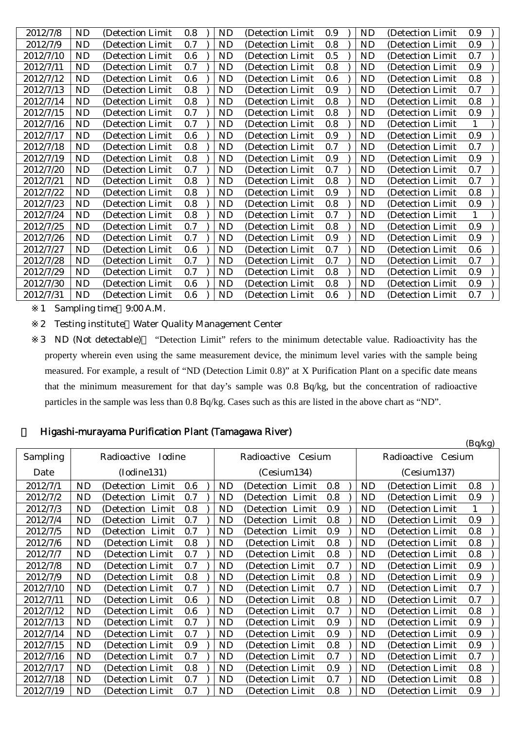| 2012/7/8 | ND | (Detection Limit | 0.8 | ) | ND | (Detection Limit | 0.9 | ) | ND | (Detection Limit | 0.9 | ) |
|---|---|---|---|---|---|---|---|---|---|---|---|---|
| 2012/7/9 | ND | (Detection Limit | 0.7 | ) | ND | (Detection Limit | 0.8 | ) | ND | (Detection Limit | 0.9 | ) |
| 2012/7/10 | ND | (Detection Limit | 0.6 | ) | ND | (Detection Limit | 0.5 | ) | ND | (Detection Limit | 0.7 | ) |
| 2012/7/11 | ND | (Detection Limit | 0.7 | ) | ND | (Detection Limit | 0.8 | ) | ND | (Detection Limit | 0.9 | ) |
| 2012/7/12 | ND | (Detection Limit | 0.6 | ) | ND | (Detection Limit | 0.6 | ) | ND | (Detection Limit | 0.8 | ) |
| 2012/7/13 | ND | (Detection Limit | 0.8 | ) | ND | (Detection Limit | 0.9 | ) | ND | (Detection Limit | 0.7 | ) |
| 2012/7/14 | ND | (Detection Limit | 0.8 | ) | ND | (Detection Limit | 0.8 | ) | ND | (Detection Limit | 0.8 | ) |
| 2012/7/15 | ND | (Detection Limit | 0.7 | ) | ND | (Detection Limit | 0.8 | ) | ND | (Detection Limit | 0.9 | ) |
| 2012/7/16 | ND | (Detection Limit | 0.7 | ) | ND | (Detection Limit | 0.8 | ) | ND | (Detection Limit | 1 | ) |
| 2012/7/17 | ND | (Detection Limit | 0.6 | ) | ND | (Detection Limit | 0.9 | ) | ND | (Detection Limit | 0.9 | ) |
| 2012/7/18 | ND | (Detection Limit | 0.8 | ) | ND | (Detection Limit | 0.7 | ) | ND | (Detection Limit | 0.7 | ) |
| 2012/7/19 | ND | (Detection Limit | 0.8 | ) | ND | (Detection Limit | 0.9 | ) | ND | (Detection Limit | 0.9 | ) |
| 2012/7/20 | ND | (Detection Limit | 0.7 | ) | ND | (Detection Limit | 0.7 | ) | ND | (Detection Limit | 0.7 | ) |
| 2012/7/21 | ND | (Detection Limit | 0.8 | ) | ND | (Detection Limit | 0.8 | ) | ND | (Detection Limit | 0.7 | ) |
| 2012/7/22 | ND | (Detection Limit | 0.8 | ) | ND | (Detection Limit | 0.9 | ) | ND | (Detection Limit | 0.8 | ) |
| 2012/7/23 | ND | (Detection Limit | 0.8 | ) | ND | (Detection Limit | 0.8 | ) | ND | (Detection Limit | 0.9 | ) |
| 2012/7/24 | ND | (Detection Limit | 0.8 | ) | ND | (Detection Limit | 0.7 | ) | ND | (Detection Limit | 1 | ) |
| 2012/7/25 | ND | (Detection Limit | 0.7 | ) | ND | (Detection Limit | 0.8 | ) | ND | (Detection Limit | 0.9 | ) |
| 2012/7/26 | ND | (Detection Limit | 0.7 | ) | ND | (Detection Limit | 0.9 | ) | ND | (Detection Limit | 0.9 | ) |
| 2012/7/27 | ND | (Detection Limit | 0.6 | ) | ND | (Detection Limit | 0.7 | ) | ND | (Detection Limit | 0.6 | ) |
| 2012/7/28 | ND | (Detection Limit | 0.7 | ) | ND | (Detection Limit | 0.7 | ) | ND | (Detection Limit | 0.7 | ) |
| 2012/7/29 | ND | (Detection Limit | 0.7 | ) | ND | (Detection Limit | 0.8 | ) | ND | (Detection Limit | 0.9 | ) |
| 2012/7/30 | ND | (Detection Limit | 0.6 | ) | ND | (Detection Limit | 0.8 | ) | ND | (Detection Limit | 0.9 | ) |
| 2012/7/31 | ND | (Detection Limit | 0.6 | ) | ND | (Detection Limit | 0.6 | ) | ND | (Detection Limit | 0.7 | ) |

※1 Sampling time 9:00 A.M.

※2 Testing institute Water Quality Management Center

※3 ND (Not detectable) "Detection Limit" refers to the minimum detectable value. Radioactivity has the property wherein even using the same measurement device, the minimum level varies with the sample being measured. For example, a result of "ND (Detection Limit 0.8)" at X Purification Plant on a specific date means that the minimum measurement for that day's sample was 0.8 Bq/kg, but the concentration of radioactive particles in the sample was less than 0.8 Bq/kg. Cases such as this are listed in the above chart as "ND".

## ・ Higashi-murayama Purification Plant (Tamagawa River)

(Bq/kg)

| Sampling Date | Radioactive Iodine (Iodine131) | | | | Radioactive Cesium (Cesium134) | | | | Radioactive Cesium (Cesium137) | | | |
|---|---|---|---|---|---|---|---|---|---|---|---|---|
| 2012/7/1 | ND | (Detection Limit | 0.6 | ) | ND | (Detection Limit | 0.8 | ) | ND | (Detection Limit | 0.8 | ) |
| 2012/7/2 | ND | (Detection Limit | 0.7 | ) | ND | (Detection Limit | 0.8 | ) | ND | (Detection Limit | 0.9 | ) |
| 2012/7/3 | ND | (Detection Limit | 0.8 | ) | ND | (Detection Limit | 0.9 | ) | ND | (Detection Limit | 1 | ) |
| 2012/7/4 | ND | (Detection Limit | 0.7 | ) | ND | (Detection Limit | 0.8 | ) | ND | (Detection Limit | 0.9 | ) |
| 2012/7/5 | ND | (Detection Limit | 0.7 | ) | ND | (Detection Limit | 0.9 | ) | ND | (Detection Limit | 0.8 | ) |
| 2012/7/6 | ND | (Detection Limit | 0.8 | ) | ND | (Detection Limit | 0.8 | ) | ND | (Detection Limit | 0.8 | ) |
| 2012/7/7 | ND | (Detection Limit | 0.7 | ) | ND | (Detection Limit | 0.8 | ) | ND | (Detection Limit | 0.8 | ) |
| 2012/7/8 | ND | (Detection Limit | 0.7 | ) | ND | (Detection Limit | 0.7 | ) | ND | (Detection Limit | 0.9 | ) |
| 2012/7/9 | ND | (Detection Limit | 0.8 | ) | ND | (Detection Limit | 0.8 | ) | ND | (Detection Limit | 0.9 | ) |
| 2012/7/10 | ND | (Detection Limit | 0.7 | ) | ND | (Detection Limit | 0.7 | ) | ND | (Detection Limit | 0.7 | ) |
| 2012/7/11 | ND | (Detection Limit | 0.6 | ) | ND | (Detection Limit | 0.8 | ) | ND | (Detection Limit | 0.7 | ) |
| 2012/7/12 | ND | (Detection Limit | 0.6 | ) | ND | (Detection Limit | 0.7 | ) | ND | (Detection Limit | 0.8 | ) |
| 2012/7/13 | ND | (Detection Limit | 0.7 | ) | ND | (Detection Limit | 0.9 | ) | ND | (Detection Limit | 0.9 | ) |
| 2012/7/14 | ND | (Detection Limit | 0.7 | ) | ND | (Detection Limit | 0.9 | ) | ND | (Detection Limit | 0.9 | ) |
| 2012/7/15 | ND | (Detection Limit | 0.9 | ) | ND | (Detection Limit | 0.8 | ) | ND | (Detection Limit | 0.9 | ) |
| 2012/7/16 | ND | (Detection Limit | 0.7 | ) | ND | (Detection Limit | 0.7 | ) | ND | (Detection Limit | 0.7 | ) |
| 2012/7/17 | ND | (Detection Limit | 0.8 | ) | ND | (Detection Limit | 0.9 | ) | ND | (Detection Limit | 0.8 | ) |
| 2012/7/18 | ND | (Detection Limit | 0.7 | ) | ND | (Detection Limit | 0.7 | ) | ND | (Detection Limit | 0.8 | ) |
| 2012/7/19 | ND | (Detection Limit | 0.7 | ) | ND | (Detection Limit | 0.8 | ) | ND | (Detection Limit | 0.9 | ) |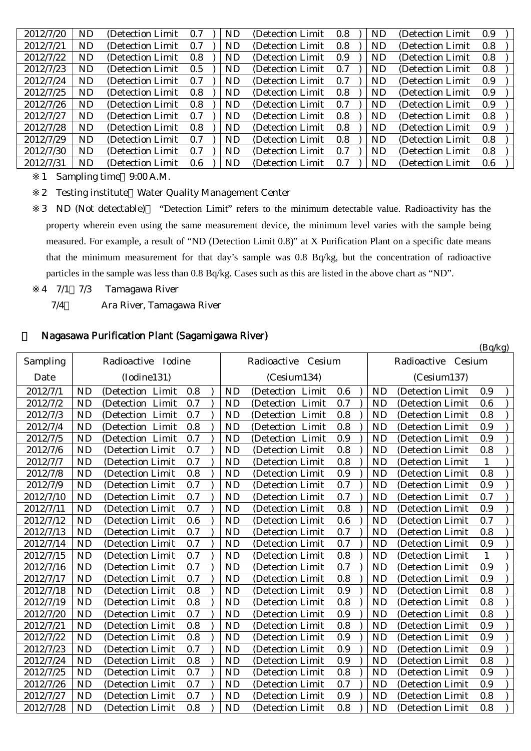| | | | |
|---|---|---|---|
| 2012/7/20 | ND (Detection Limit 0.7 ) | ND (Detection Limit 0.8 ) | ND (Detection Limit 0.9 ) |
| 2012/7/21 | ND (Detection Limit 0.7 ) | ND (Detection Limit 0.8 ) | ND (Detection Limit 0.8 ) |
| 2012/7/22 | ND (Detection Limit 0.8 ) | ND (Detection Limit 0.9 ) | ND (Detection Limit 0.8 ) |
| 2012/7/23 | ND (Detection Limit 0.5 ) | ND (Detection Limit 0.7 ) | ND (Detection Limit 0.8 ) |
| 2012/7/24 | ND (Detection Limit 0.7 ) | ND (Detection Limit 0.7 ) | ND (Detection Limit 0.9 ) |
| 2012/7/25 | ND (Detection Limit 0.8 ) | ND (Detection Limit 0.8 ) | ND (Detection Limit 0.9 ) |
| 2012/7/26 | ND (Detection Limit 0.8 ) | ND (Detection Limit 0.7 ) | ND (Detection Limit 0.9 ) |
| 2012/7/27 | ND (Detection Limit 0.7 ) | ND (Detection Limit 0.8 ) | ND (Detection Limit 0.8 ) |
| 2012/7/28 | ND (Detection Limit 0.8 ) | ND (Detection Limit 0.8 ) | ND (Detection Limit 0.9 ) |
| 2012/7/29 | ND (Detection Limit 0.7 ) | ND (Detection Limit 0.8 ) | ND (Detection Limit 0.8 ) |
| 2012/7/30 | ND (Detection Limit 0.7 ) | ND (Detection Limit 0.7 ) | ND (Detection Limit 0.8 ) |
| 2012/7/31 | ND (Detection Limit 0.6 ) | ND (Detection Limit 0.7 ) | ND (Detection Limit 0.6 ) |

※1 Sampling time 9:00 A.M.

※2 Testing institute Water Quality Management Center

※3 ND (Not detectable) "Detection Limit" refers to the minimum detectable value. Radioactivity has the property wherein even using the same measurement device, the minimum level varies with the sample being measured. For example, a result of "ND (Detection Limit 0.8)" at X Purification Plant on a specific date means that the minimum measurement for that day's sample was 0.8 Bq/kg, but the concentration of radioactive particles in the sample was less than 0.8 Bq/kg. Cases such as this are listed in the above chart as "ND".

※4 7/1 7/3 Tamagawa River

7/4 Ara River, Tamagawa River

## Nagasawa Purification Plant (Sagamigawa River)

(Bq/kg)

| Sampling Date | Radioactive Iodine (Iodine131) | Radioactive Cesium (Cesium134) | Radioactive Cesium (Cesium137) |
|---|---|---|---|
| 2012/7/1 | ND (Detection Limit 0.8 ) | ND (Detection Limit 0.6 ) | ND (Detection Limit 0.9 ) |
| 2012/7/2 | ND (Detection Limit 0.7 ) | ND (Detection Limit 0.7 ) | ND (Detection Limit 0.6 ) |
| 2012/7/3 | ND (Detection Limit 0.7 ) | ND (Detection Limit 0.8 ) | ND (Detection Limit 0.8 ) |
| 2012/7/4 | ND (Detection Limit 0.8 ) | ND (Detection Limit 0.8 ) | ND (Detection Limit 0.9 ) |
| 2012/7/5 | ND (Detection Limit 0.7 ) | ND (Detection Limit 0.9 ) | ND (Detection Limit 0.9 ) |
| 2012/7/6 | ND (Detection Limit 0.7 ) | ND (Detection Limit 0.8 ) | ND (Detection Limit 0.8 ) |
| 2012/7/7 | ND (Detection Limit 0.7 ) | ND (Detection Limit 0.8 ) | ND (Detection Limit 1 ) |
| 2012/7/8 | ND (Detection Limit 0.8 ) | ND (Detection Limit 0.9 ) | ND (Detection Limit 0.8 ) |
| 2012/7/9 | ND (Detection Limit 0.7 ) | ND (Detection Limit 0.7 ) | ND (Detection Limit 0.9 ) |
| 2012/7/10 | ND (Detection Limit 0.7 ) | ND (Detection Limit 0.7 ) | ND (Detection Limit 0.7 ) |
| 2012/7/11 | ND (Detection Limit 0.7 ) | ND (Detection Limit 0.8 ) | ND (Detection Limit 0.9 ) |
| 2012/7/12 | ND (Detection Limit 0.6 ) | ND (Detection Limit 0.6 ) | ND (Detection Limit 0.7 ) |
| 2012/7/13 | ND (Detection Limit 0.7 ) | ND (Detection Limit 0.7 ) | ND (Detection Limit 0.8 ) |
| 2012/7/14 | ND (Detection Limit 0.7 ) | ND (Detection Limit 0.7 ) | ND (Detection Limit 0.9 ) |
| 2012/7/15 | ND (Detection Limit 0.7 ) | ND (Detection Limit 0.8 ) | ND (Detection Limit 1 ) |
| 2012/7/16 | ND (Detection Limit 0.7 ) | ND (Detection Limit 0.7 ) | ND (Detection Limit 0.9 ) |
| 2012/7/17 | ND (Detection Limit 0.7 ) | ND (Detection Limit 0.8 ) | ND (Detection Limit 0.9 ) |
| 2012/7/18 | ND (Detection Limit 0.8 ) | ND (Detection Limit 0.9 ) | ND (Detection Limit 0.8 ) |
| 2012/7/19 | ND (Detection Limit 0.8 ) | ND (Detection Limit 0.8 ) | ND (Detection Limit 0.8 ) |
| 2012/7/20 | ND (Detection Limit 0.7 ) | ND (Detection Limit 0.9 ) | ND (Detection Limit 0.8 ) |
| 2012/7/21 | ND (Detection Limit 0.8 ) | ND (Detection Limit 0.8 ) | ND (Detection Limit 0.9 ) |
| 2012/7/22 | ND (Detection Limit 0.8 ) | ND (Detection Limit 0.9 ) | ND (Detection Limit 0.9 ) |
| 2012/7/23 | ND (Detection Limit 0.7 ) | ND (Detection Limit 0.9 ) | ND (Detection Limit 0.9 ) |
| 2012/7/24 | ND (Detection Limit 0.8 ) | ND (Detection Limit 0.9 ) | ND (Detection Limit 0.8 ) |
| 2012/7/25 | ND (Detection Limit 0.7 ) | ND (Detection Limit 0.8 ) | ND (Detection Limit 0.9 ) |
| 2012/7/26 | ND (Detection Limit 0.7 ) | ND (Detection Limit 0.7 ) | ND (Detection Limit 0.9 ) |
| 2012/7/27 | ND (Detection Limit 0.7 ) | ND (Detection Limit 0.9 ) | ND (Detection Limit 0.8 ) |
| 2012/7/28 | ND (Detection Limit 0.8 ) | ND (Detection Limit 0.8 ) | ND (Detection Limit 0.8 ) |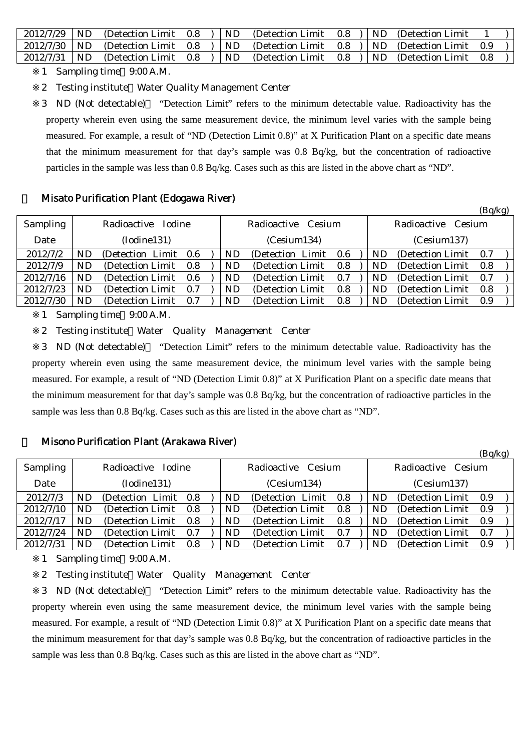| 2012/7/29 | ND (Detection Limit 0.8 ) | ND (Detection Limit 0.8 ) | ND (Detection Limit 1 ) |
|---|---|---|---|
| 2012/7/30 | ND (Detection Limit 0.8 ) | ND (Detection Limit 0.8 ) | ND (Detection Limit 0.9 ) |
| 2012/7/31 | ND (Detection Limit 0.8 ) | ND (Detection Limit 0.8 ) | ND (Detection Limit 0.8 ) |

※1 Sampling time 9:00 A.M.

※2 Testing institute Water Quality Management Center

※3 ND (Not detectable) "Detection Limit" refers to the minimum detectable value. Radioactivity has the property wherein even using the same measurement device, the minimum level varies with the sample being measured. For example, a result of "ND (Detection Limit 0.8)" at X Purification Plant on a specific date means that the minimum measurement for that day's sample was 0.8 Bq/kg, but the concentration of radioactive particles in the sample was less than 0.8 Bq/kg. Cases such as this are listed in the above chart as "ND".

## Misato Purification Plant (Edogawa River)

(Bq/kg)

| Sampling Date | Radioactive Iodine (Iodine131) | Radioactive Cesium (Cesium134) | Radioactive Cesium (Cesium137) |
|---|---|---|---|
| 2012/7/2 | ND (Detection Limit 0.6 ) | ND (Detection Limit 0.6 ) | ND (Detection Limit 0.7 ) |
| 2012/7/9 | ND (Detection Limit 0.8 ) | ND (Detection Limit 0.8 ) | ND (Detection Limit 0.8 ) |
| 2012/7/16 | ND (Detection Limit 0.6 ) | ND (Detection Limit 0.7 ) | ND (Detection Limit 0.7 ) |
| 2012/7/23 | ND (Detection Limit 0.7 ) | ND (Detection Limit 0.8 ) | ND (Detection Limit 0.8 ) |
| 2012/7/30 | ND (Detection Limit 0.7 ) | ND (Detection Limit 0.8 ) | ND (Detection Limit 0.9 ) |

※1 Sampling time 9:00 A.M.

※2 Testing institute Water Quality Management Center

※3 ND (Not detectable) "Detection Limit" refers to the minimum detectable value. Radioactivity has the property wherein even using the same measurement device, the minimum level varies with the sample being measured. For example, a result of "ND (Detection Limit 0.8)" at X Purification Plant on a specific date means that the minimum measurement for that day's sample was 0.8 Bq/kg, but the concentration of radioactive particles in the sample was less than 0.8 Bq/kg. Cases such as this are listed in the above chart as "ND".

## Misono Purification Plant (Arakawa River)

(Bq/kg)

| Sampling Date | Radioactive Iodine (Iodine131) | Radioactive Cesium (Cesium134) | Radioactive Cesium (Cesium137) |
|---|---|---|---|
| 2012/7/3 | ND (Detection Limit 0.8 ) | ND (Detection Limit 0.8 ) | ND (Detection Limit 0.9 ) |
| 2012/7/10 | ND (Detection Limit 0.8 ) | ND (Detection Limit 0.8 ) | ND (Detection Limit 0.9 ) |
| 2012/7/17 | ND (Detection Limit 0.8 ) | ND (Detection Limit 0.8 ) | ND (Detection Limit 0.9 ) |
| 2012/7/24 | ND (Detection Limit 0.7 ) | ND (Detection Limit 0.7 ) | ND (Detection Limit 0.7 ) |
| 2012/7/31 | ND (Detection Limit 0.8 ) | ND (Detection Limit 0.7 ) | ND (Detection Limit 0.9 ) |

※1 Sampling time 9:00 A.M.

※2 Testing institute Water Quality Management Center

※3 ND (Not detectable) "Detection Limit" refers to the minimum detectable value. Radioactivity has the property wherein even using the same measurement device, the minimum level varies with the sample being measured. For example, a result of "ND (Detection Limit 0.8)" at X Purification Plant on a specific date means that the minimum measurement for that day's sample was 0.8 Bq/kg, but the concentration of radioactive particles in the sample was less than 0.8 Bq/kg. Cases such as this are listed in the above chart as "ND".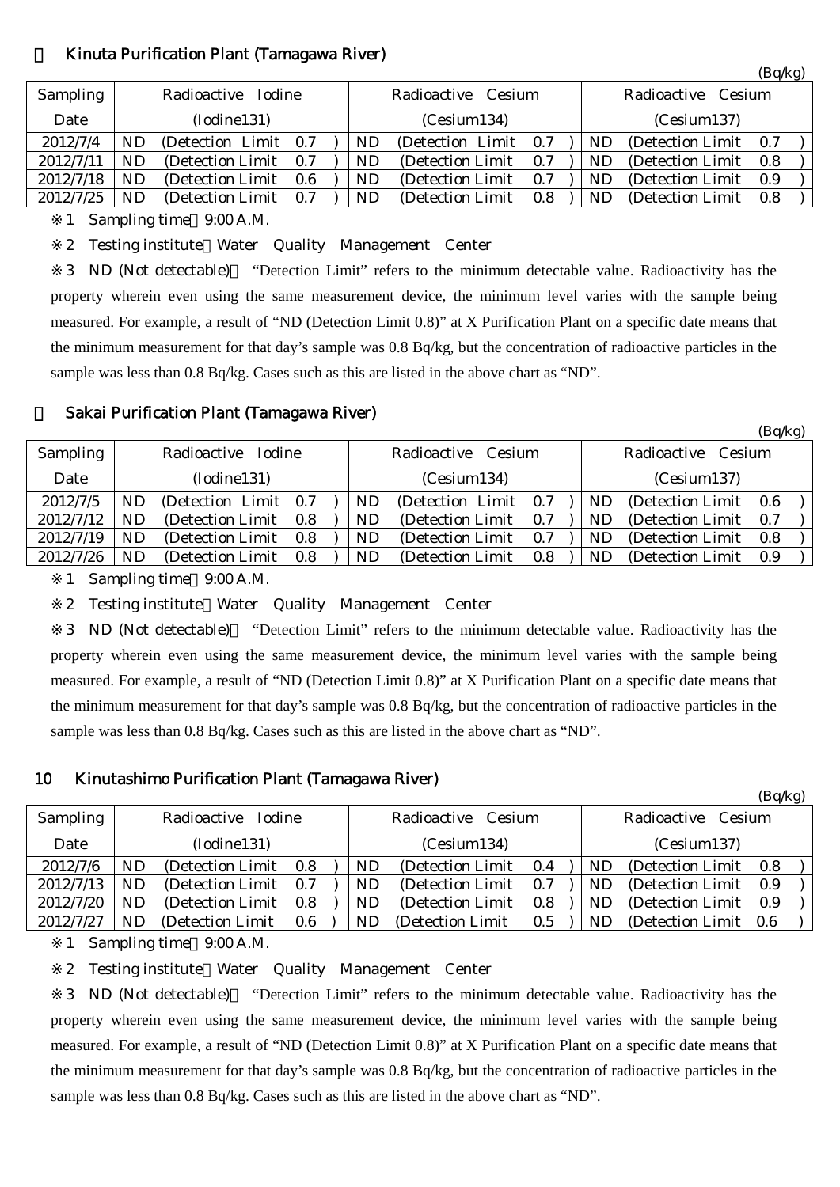## ⑧ Kinuta Purification Plant (Tamagawa River)

(Bq/kg)

| Sampling Date | Radioactive Iodine (Iodine131) | Radioactive Cesium (Cesium134) | Radioactive Cesium (Cesium137) |
|---|---|---|---|
| 2012/7/4 | ND (Detection Limit 0.7 ) | ND (Detection Limit 0.7 ) | ND (Detection Limit 0.7 ) |
| 2012/7/11 | ND (Detection Limit 0.7 ) | ND (Detection Limit 0.7 ) | ND (Detection Limit 0.8 ) |
| 2012/7/18 | ND (Detection Limit 0.6 ) | ND (Detection Limit 0.7 ) | ND (Detection Limit 0.9 ) |
| 2012/7/25 | ND (Detection Limit 0.7 ) | ND (Detection Limit 0.8 ) | ND (Detection Limit 0.8 ) |

※1 Sampling time：9:00 A.M.

※2 Testing institute：Water Quality Management Center

※3 ND (Not detectable)： "Detection Limit" refers to the minimum detectable value. Radioactivity has the property wherein even using the same measurement device, the minimum level varies with the sample being measured. For example, a result of "ND (Detection Limit 0.8)" at X Purification Plant on a specific date means that the minimum measurement for that day's sample was 0.8 Bq/kg, but the concentration of radioactive particles in the sample was less than 0.8 Bq/kg. Cases such as this are listed in the above chart as "ND".

## ⑨ Sakai Purification Plant (Tamagawa River)

(Bq/kg)

| Sampling Date | Radioactive Iodine (Iodine131) | Radioactive Cesium (Cesium134) | Radioactive Cesium (Cesium137) |
|---|---|---|---|
| 2012/7/5 | ND (Detection Limit 0.7 ) | ND (Detection Limit 0.7 ) | ND (Detection Limit 0.6 ) |
| 2012/7/12 | ND (Detection Limit 0.8 ) | ND (Detection Limit 0.7 ) | ND (Detection Limit 0.7 ) |
| 2012/7/19 | ND (Detection Limit 0.8 ) | ND (Detection Limit 0.7 ) | ND (Detection Limit 0.8 ) |
| 2012/7/26 | ND (Detection Limit 0.8 ) | ND (Detection Limit 0.8 ) | ND (Detection Limit 0.9 ) |

※1 Sampling time：9:00 A.M.

※2 Testing institute：Water Quality Management Center

※3 ND (Not detectable)： "Detection Limit" refers to the minimum detectable value. Radioactivity has the property wherein even using the same measurement device, the minimum level varies with the sample being measured. For example, a result of "ND (Detection Limit 0.8)" at X Purification Plant on a specific date means that the minimum measurement for that day's sample was 0.8 Bq/kg, but the concentration of radioactive particles in the sample was less than 0.8 Bq/kg. Cases such as this are listed in the above chart as "ND".

## 10 Kinutashimo Purification Plant (Tamagawa River)

(Bq/kg)

| Sampling Date | Radioactive Iodine (Iodine131) | Radioactive Cesium (Cesium134) | Radioactive Cesium (Cesium137) |
|---|---|---|---|
| 2012/7/6 | ND (Detection Limit 0.8 ) | ND (Detection Limit 0.4 ) | ND (Detection Limit 0.8 ) |
| 2012/7/13 | ND (Detection Limit 0.7 ) | ND (Detection Limit 0.7 ) | ND (Detection Limit 0.9 ) |
| 2012/7/20 | ND (Detection Limit 0.8 ) | ND (Detection Limit 0.8 ) | ND (Detection Limit 0.9 ) |
| 2012/7/27 | ND (Detection Limit 0.6 ) | ND (Detection Limit 0.5 ) | ND (Detection Limit 0.6 ) |

※1 Sampling time：9:00 A.M.

※2 Testing institute：Water Quality Management Center

※3 ND (Not detectable)： "Detection Limit" refers to the minimum detectable value. Radioactivity has the property wherein even using the same measurement device, the minimum level varies with the sample being measured. For example, a result of "ND (Detection Limit 0.8)" at X Purification Plant on a specific date means that the minimum measurement for that day's sample was 0.8 Bq/kg, but the concentration of radioactive particles in the sample was less than 0.8 Bq/kg. Cases such as this are listed in the above chart as "ND".